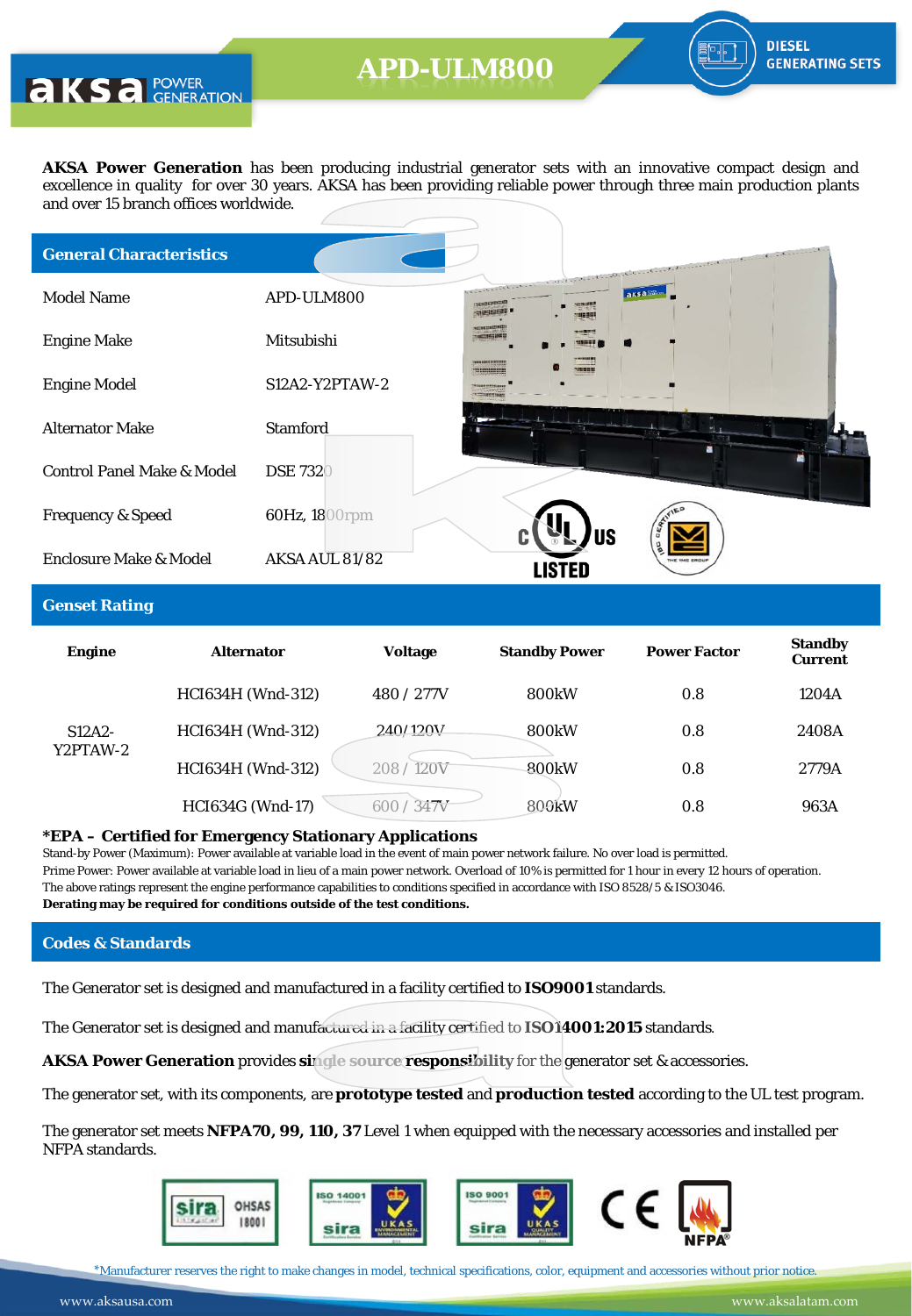# APD-ULM800

**DIESEL GENERATING SETS**

**AKSA Power Generation** has been producing industrial generator sets with an innovative compact design and excellence in quality for over 30 years. AKSA has been providing reliable power through three main production plants and over 15 branch offices worldwide.

## General Characteristics

| | |
|---|---|
| Model Name | APD-ULM800 |
| Engine Make | Mitsubishi |
| Engine Model | S12A2-Y2PTAW-2 |
| Alternator Make | Stamford |
| Control Panel Make & Model | DSE 7320 |
| Frequency & Speed | 60Hz, 1800rpm |
| Enclosure Make & Model | AKSA AUL 81/82 |

## Genset Rating

| Engine | Alternator | Voltage | Standby Power | Power Factor | Standby Current |
|---|---|---|---|---|---|
| S12A2-Y2PTAW-2 | HCI634H (Wnd-312) | 480 / 277V | 800kW | 0.8 | 1204A |
| | HCI634H (Wnd-312) | 240 / 120V | 800kW | 0.8 | 2408A |
| | HCI634H (Wnd-312) | 208 / 120V | 800kW | 0.8 | 2779A |
| | HCI634G (Wnd-17) | 600 / 347V | 800kW | 0.8 | 963A |

**\*EPA – Certified for Emergency Stationary Applications**

Stand-by Power (Maximum): Power available at variable load in the event of main power network failure. No over load is permitted.
Prime Power: Power available at variable load in lieu of a main power network. Overload of 10% is permitted for 1 hour in every 12 hours of operation.
The above ratings represent the engine performance capabilities to conditions specified in accordance with ISO 8528/5 & ISO3046.
**Derating may be required for conditions outside of the test conditions.**

## Codes & Standards

The Generator set is designed and manufactured in a facility certified to **ISO9001** standards.

The Generator set is designed and manufactured in a facility certified to **ISO14001:2015** standards.

**AKSA Power Generation** provides **single source responsibility** for the generator set & accessories.

The generator set, with its components, are **prototype tested** and **production tested** according to the UL test program.

The generator set meets **NFPA70, 99, 110, 37** Level 1 when equipped with the necessary accessories and installed per NFPA standards.

\*Manufacturer reserves the right to make changes in model, technical specifications, color, equipment and accessories without prior notice.

www.aksausa.com www.aksalatam.com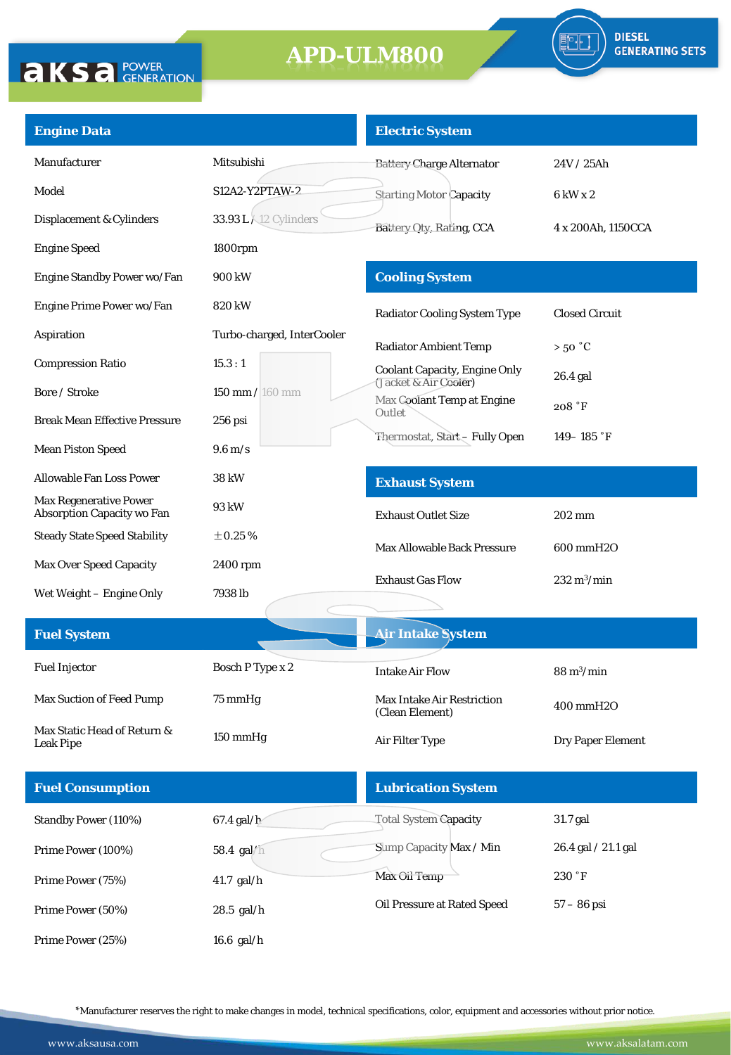# APD-ULM800

aksa POWER GENERATION

DIESEL GENERATING SETS

## Engine Data

| | |
|---|---|
| Manufacturer | Mitsubishi |
| Model | S12A2-Y2PTAW-2 |
| Displacement & Cylinders | 33.93 L / 12 Cylinders |
| Engine Speed | 1800rpm |
| Engine Standby Power wo/Fan | 900 kW |
| Engine Prime Power wo/Fan | 820 kW |
| Aspiration | Turbo-charged, InterCooler |
| Compression Ratio | 15.3 : 1 |
| Bore / Stroke | 150 mm / 160 mm |
| Break Mean Effective Pressure | 256 psi |
| Mean Piston Speed | 9.6 m/s |
| Allowable Fan Loss Power | 38 kW |
| Max Regenerative Power Absorption Capacity wo Fan | 93 kW |
| Steady State Speed Stability | ±0.25 % |
| Max Over Speed Capacity | 2400 rpm |
| Wet Weight – Engine Only | 7938 lb |

## Electric System

| | |
|---|---|
| Battery Charge Alternator | 24V / 25Ah |
| Starting Motor Capacity | 6 kW x 2 |
| Battery Qty, Rating, CCA | 4 x 200Ah, 1150CCA |

## Cooling System

| | |
|---|---|
| Radiator Cooling System Type | Closed Circuit |
| Radiator Ambient Temp | > 50 °C |
| Coolant Capacity, Engine Only (Jacket & Air Cooler) | 26.4 gal |
| Max Coolant Temp at Engine Outlet | 208 °F |
| Thermostat, Start – Fully Open | 149– 185 °F |

## Exhaust System

| | |
|---|---|
| Exhaust Outlet Size | 202 mm |
| Max Allowable Back Pressure | 600 mmH2O |
| Exhaust Gas Flow | 232 $m^3$/min |

## Fuel System

| | |
|---|---|
| Fuel Injector | Bosch P Type x 2 |
| Max Suction of Feed Pump | 75 mmHg |
| Max Static Head of Return & Leak Pipe | 150 mmHg |

## Air Intake System

| | |
|---|---|
| Intake Air Flow | 88 $m^3$/min |
| Max Intake Air Restriction (Clean Element) | 400 mmH2O |
| Air Filter Type | Dry Paper Element |

## Fuel Consumption

| | |
|---|---|
| Standby Power (110%) | 67.4 gal/h |
| Prime Power (100%) | 58.4 gal/h |
| Prime Power (75%) | 41.7 gal/h |
| Prime Power (50%) | 28.5 gal/h |
| Prime Power (25%) | 16.6 gal/h |

## Lubrication System

| | |
|---|---|
| Total System Capacity | 31.7 gal |
| Sump Capacity Max / Min | 26.4 gal / 21.1 gal |
| Max Oil Temp | 230 °F |
| Oil Pressure at Rated Speed | 57 – 86 psi |

*Manufacturer reserves the right to make changes in model, technical specifications, color, equipment and accessories without prior notice.

www.aksausa.com www.aksalatam.com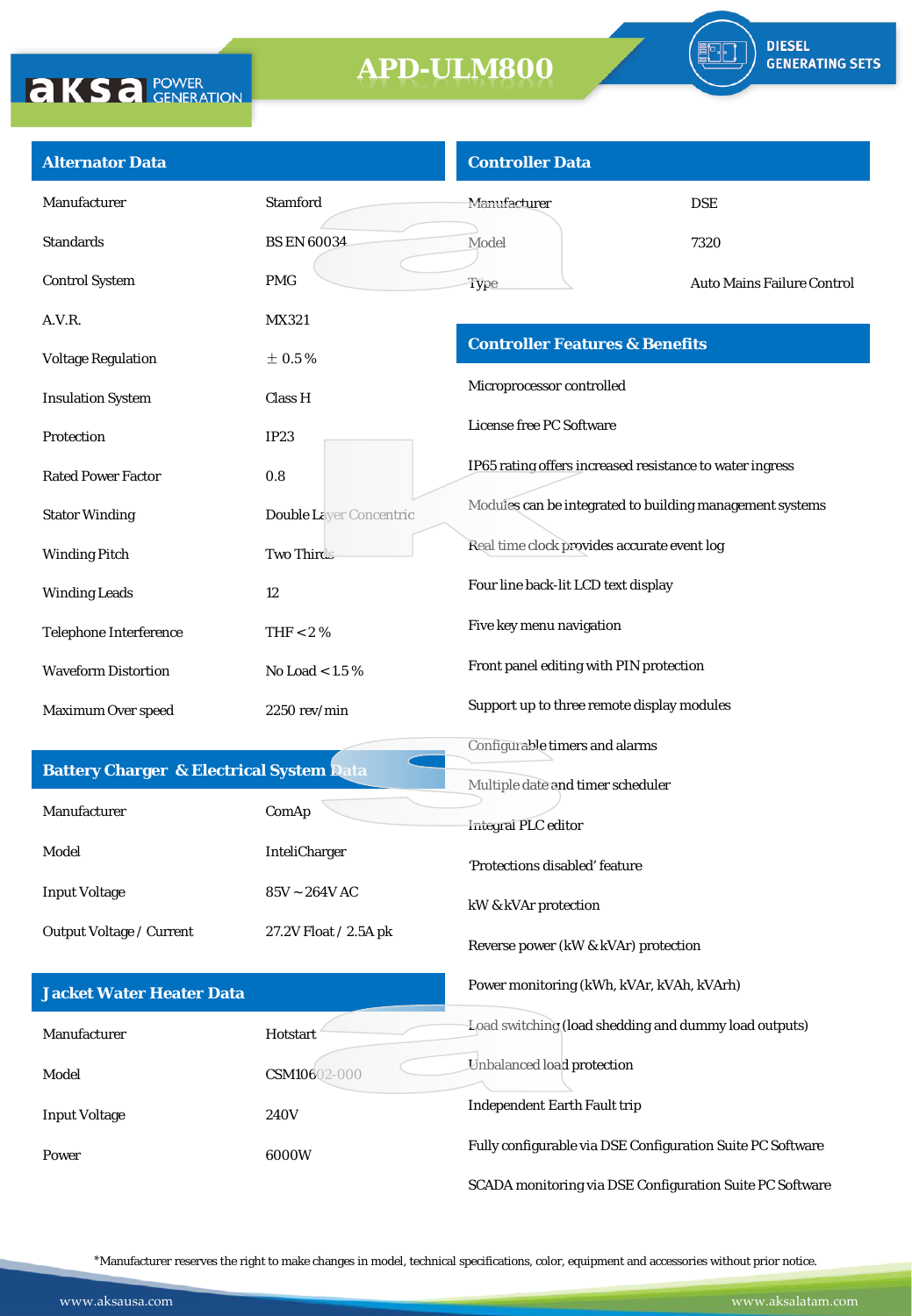# APD-ULM800

DIESEL GENERATING SETS

## Alternator Data

| | |
|---|---|
| Manufacturer | Stamford |
| Standards | BS EN 60034 |
| Control System | PMG |
| A.V.R. | MX321 |
| Voltage Regulation | ± 0.5 % |
| Insulation System | Class H |
| Protection | IP23 |
| Rated Power Factor | 0.8 |
| Stator Winding | Double Layer Concentric |
| Winding Pitch | Two Thirds |
| Winding Leads | 12 |
| Telephone Interference | THF < 2 % |
| Waveform Distortion | No Load < 1.5 % |
| Maximum Over speed | 2250 rev/min |

## Battery Charger & Electrical System Data

| | |
|---|---|
| Manufacturer | ComAp |
| Model | InteliCharger |
| Input Voltage | 85V ~ 264V AC |
| Output Voltage / Current | 27.2V Float / 2.5A pk |

## Jacket Water Heater Data

| | |
|---|---|
| Manufacturer | Hotstart |
| Model | CSM10602-000 |
| Input Voltage | 240V |
| Power | 6000W |

## Controller Data

| | |
|---|---|
| Manufacturer | DSE |
| Model | 7320 |
| Type | Auto Mains Failure Control |

## Controller Features & Benefits

- Microprocessor controlled
- License free PC Software
- IP65 rating offers increased resistance to water ingress
- Modules can be integrated to building management systems
- Real time clock provides accurate event log
- Four line back-lit LCD text display
- Five key menu navigation
- Front panel editing with PIN protection
- Support up to three remote display modules
- Configurable timers and alarms
- Multiple date and timer scheduler
- Integral PLC editor
- 'Protections disabled' feature
- kW & kVAr protection
- Reverse power (kW & kVAr) protection
- Power monitoring (kWh, kVAr, kVAh, kVArh)
- Load switching (load shedding and dummy load outputs)
- Unbalanced load protection
- Independent Earth Fault trip
- Fully configurable via DSE Configuration Suite PC Software
- SCADA monitoring via DSE Configuration Suite PC Software

*Manufacturer reserves the right to make changes in model, technical specifications, color, equipment and accessories without prior notice.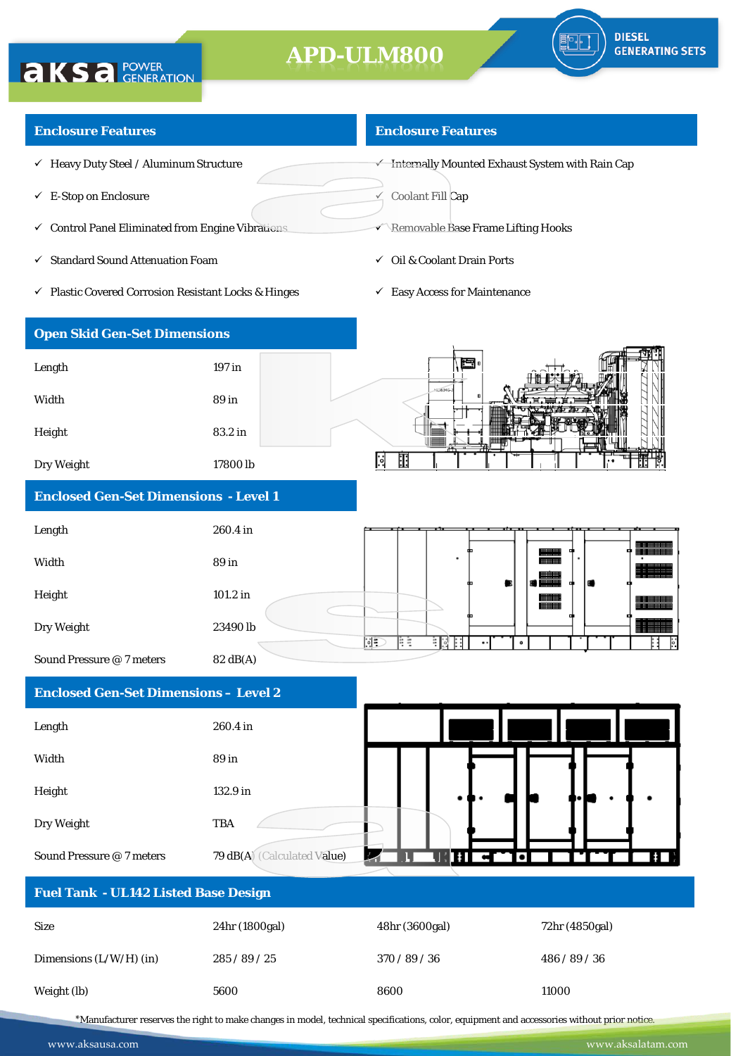# APD-ULM800

DIESEL GENERATING SETS

## Enclosure Features

- ✓ Heavy Duty Steel / Aluminum Structure
- ✓ E-Stop on Enclosure
- ✓ Control Panel Eliminated from Engine Vibrations
- ✓ Standard Sound Attenuation Foam
- ✓ Plastic Covered Corrosion Resistant Locks & Hinges

## Enclosure Features

- ✓ Internally Mounted Exhaust System with Rain Cap
- ✓ Coolant Fill Cap
- ✓ Removable Base Frame Lifting Hooks
- ✓ Oil & Coolant Drain Ports
- ✓ Easy Access for Maintenance

## Open Skid Gen-Set Dimensions

| | |
|---|---|
| Length | 197 in |
| Width | 89 in |
| Height | 83.2 in |
| Dry Weight | 17800 lb |

## Enclosed Gen-Set Dimensions - Level 1

| | |
|---|---|
| Length | 260.4 in |
| Width | 89 in |
| Height | 101.2 in |
| Dry Weight | 23490 lb |
| Sound Pressure @ 7 meters | 82 dB(A) |

## Enclosed Gen-Set Dimensions – Level 2

| | |
|---|---|
| Length | 260.4 in |
| Width | 89 in |
| Height | 132.9 in |
| Dry Weight | TBA |
| Sound Pressure @ 7 meters | 79 dB(A) (Calculated Value) |

## Fuel Tank - UL142 Listed Base Design

| Size | 24hr (1800gal) | 48hr (3600gal) | 72hr (4850gal) |
|---|---|---|---|
| Dimensions (L/W/H) (in) | 285 / 89 / 25 | 370 / 89 / 36 | 486 / 89 / 36 |
| Weight (lb) | 5600 | 8600 | 11000 |

*Manufacturer reserves the right to make changes in model, technical specifications, color, equipment and accessories without prior notice.

www.aksausa.com www.aksalatam.com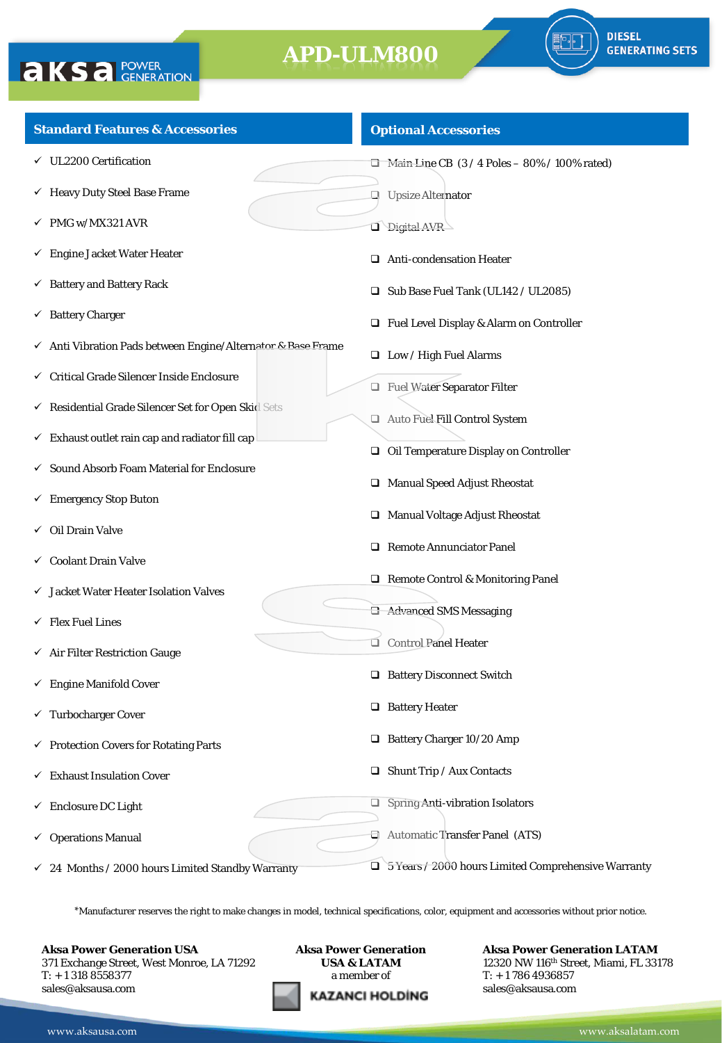# APD-ULM800

DIESEL GENERATING SETS

## Standard Features & Accessories

- ✓ UL2200 Certification
- ✓ Heavy Duty Steel Base Frame
- ✓ PMG w/ MX321 AVR
- ✓ Engine Jacket Water Heater
- ✓ Battery and Battery Rack
- ✓ Battery Charger
- ✓ Anti Vibration Pads between Engine/Alternator & Base Frame
- ✓ Critical Grade Silencer Inside Enclosure
- ✓ Residential Grade Silencer Set for Open Skid Sets
- ✓ Exhaust outlet rain cap and radiator fill cap
- ✓ Sound Absorb Foam Material for Enclosure
- ✓ Emergency Stop Buton
- ✓ Oil Drain Valve
- ✓ Coolant Drain Valve
- ✓ Jacket Water Heater Isolation Valves
- ✓ Flex Fuel Lines
- ✓ Air Filter Restriction Gauge
- ✓ Engine Manifold Cover
- ✓ Turbocharger Cover
- ✓ Protection Covers for Rotating Parts
- ✓ Exhaust Insulation Cover
- ✓ Enclosure DC Light
- ✓ Operations Manual
- ✓ 24 Months / 2000 hours Limited Standby Warranty

## Optional Accessories

- ❑ Main Line CB (3 / 4 Poles – 80% / 100% rated)
- ❑ Upsize Alternator
- ❑ Digital AVR
- ❑ Anti-condensation Heater
- ❑ Sub Base Fuel Tank (UL142 / UL2085)
- ❑ Fuel Level Display & Alarm on Controller
- ❑ Low / High Fuel Alarms
- ❑ Fuel Water Separator Filter
- ❑ Auto Fuel Fill Control System
- ❑ Oil Temperature Display on Controller
- ❑ Manual Speed Adjust Rheostat
- ❑ Manual Voltage Adjust Rheostat
- ❑ Remote Annunciator Panel
- ❑ Remote Control & Monitoring Panel
- ❑ Advanced SMS Messaging
- ❑ Control Panel Heater
- ❑ Battery Disconnect Switch
- ❑ Battery Heater
- ❑ Battery Charger 10/20 Amp
- ❑ Shunt Trip / Aux Contacts
- ❑ Spring Anti-vibration Isolators
- ❑ Automatic Transfer Panel (ATS)
- ❑ 5 Years / 2000 hours Limited Comprehensive Warranty

*Manufacturer reserves the right to make changes in model, technical specifications, color, equipment and accessories without prior notice.

**Aksa Power Generation USA**
371 Exchange Street, West Monroe, LA 71292
T: +1 318 8558377
sales@aksausa.com

**Aksa Power Generation USA & LATAM**
a member of
KAZANCI HOLDİNG

**Aksa Power Generation LATAM**
12320 NW 116th Street, Miami, FL 33178
T: +1 786 4936857
sales@aksausa.com

www.aksausa.com www.aksalatam.com